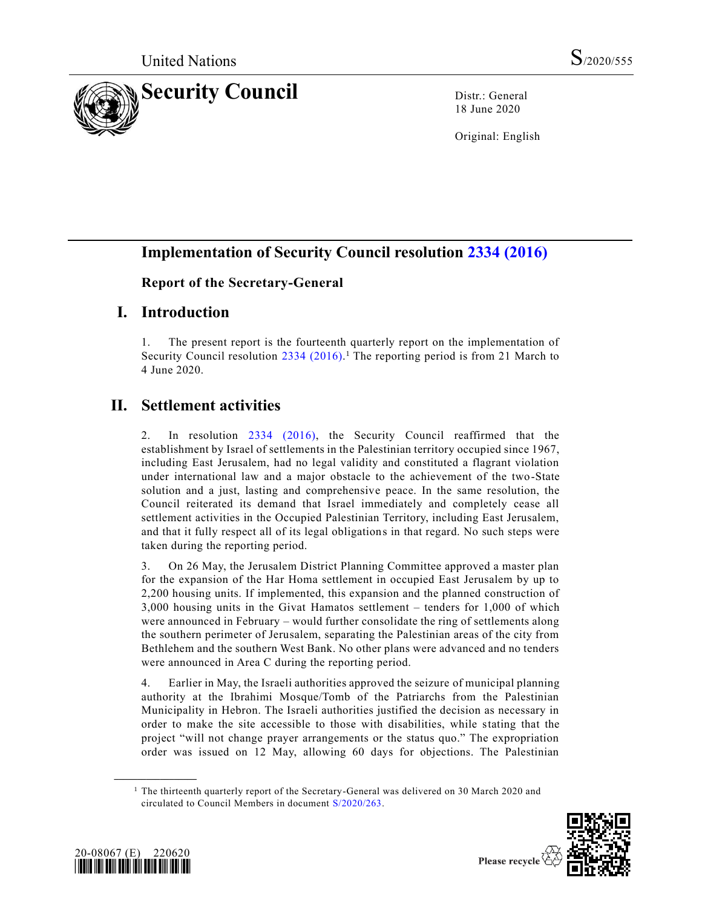United Nations S/2020/555

# Security Council

Distr.: General
18 June 2020

Original: English

## Implementation of Security Council resolution 2334 (2016)

### Report of the Secretary-General

## I. Introduction

1. The present report is the fourteenth quarterly report on the implementation of Security Council resolution 2334 (2016).[1] The reporting period is from 21 March to 4 June 2020.

## II. Settlement activities

2. In resolution 2334 (2016), the Security Council reaffirmed that the establishment by Israel of settlements in the Palestinian territory occupied since 1967, including East Jerusalem, had no legal validity and constituted a flagrant violation under international law and a major obstacle to the achievement of the two-State solution and a just, lasting and comprehensive peace. In the same resolution, the Council reiterated its demand that Israel immediately and completely cease all settlement activities in the Occupied Palestinian Territory, including East Jerusalem, and that it fully respect all of its legal obligations in that regard. No such steps were taken during the reporting period.

3. On 26 May, the Jerusalem District Planning Committee approved a master plan for the expansion of the Har Homa settlement in occupied East Jerusalem by up to 2,200 housing units. If implemented, this expansion and the planned construction of 3,000 housing units in the Givat Hamatos settlement – tenders for 1,000 of which were announced in February – would further consolidate the ring of settlements along the southern perimeter of Jerusalem, separating the Palestinian areas of the city from Bethlehem and the southern West Bank. No other plans were advanced and no tenders were announced in Area C during the reporting period.

4. Earlier in May, the Israeli authorities approved the seizure of municipal planning authority at the Ibrahimi Mosque/Tomb of the Patriarchs from the Palestinian Municipality in Hebron. The Israeli authorities justified the decision as necessary in order to make the site accessible to those with disabilities, while stating that the project "will not change prayer arrangements or the status quo." The expropriation order was issued on 12 May, allowing 60 days for objections. The Palestinian

[1] The thirteenth quarterly report of the Secretary-General was delivered on 30 March 2020 and circulated to Council Members in document S/2020/263.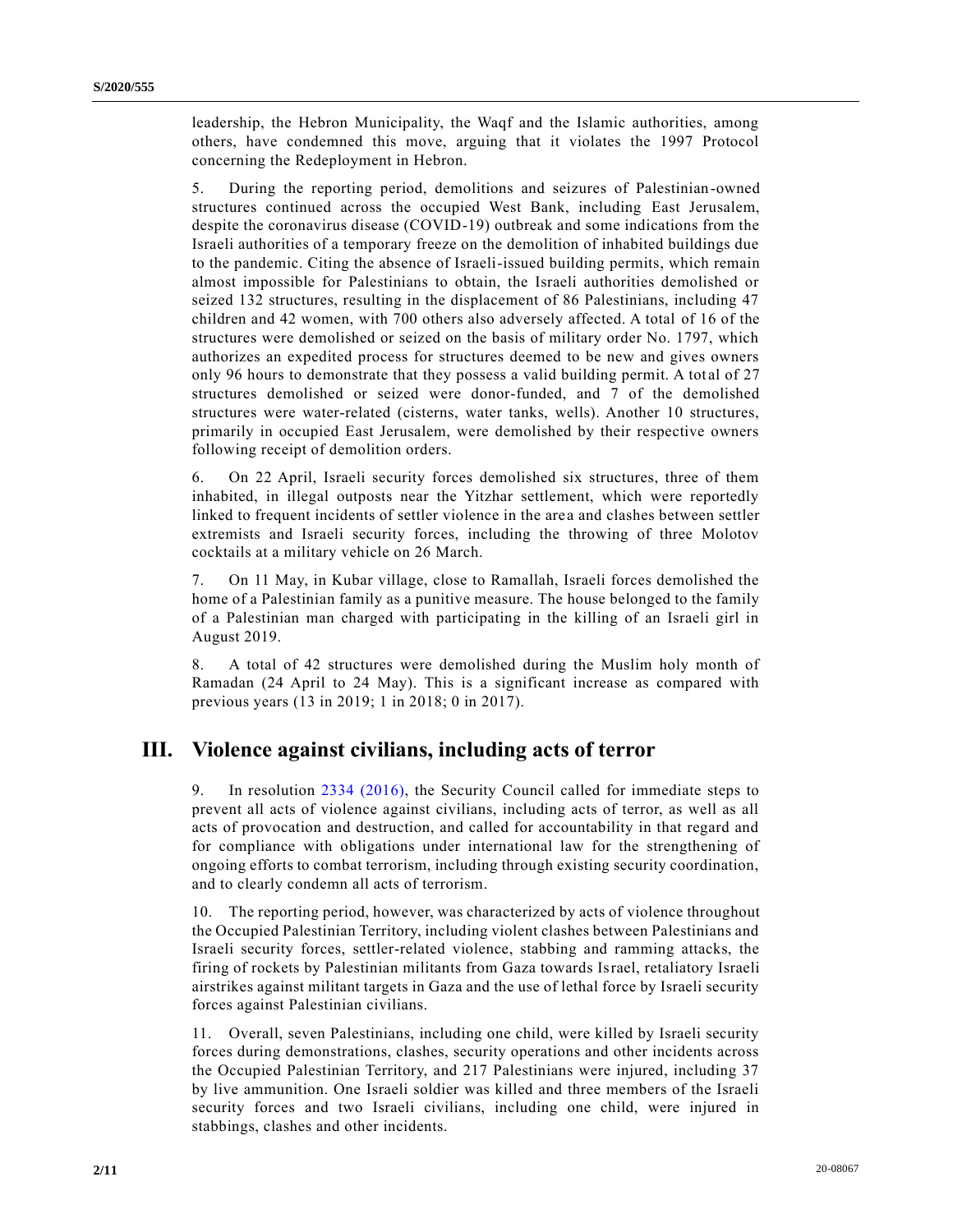leadership, the Hebron Municipality, the Waqf and the Islamic authorities, among others, have condemned this move, arguing that it violates the 1997 Protocol concerning the Redeployment in Hebron.

5. During the reporting period, demolitions and seizures of Palestinian-owned structures continued across the occupied West Bank, including East Jerusalem, despite the coronavirus disease (COVID-19) outbreak and some indications from the Israeli authorities of a temporary freeze on the demolition of inhabited buildings due to the pandemic. Citing the absence of Israeli-issued building permits, which remain almost impossible for Palestinians to obtain, the Israeli authorities demolished or seized 132 structures, resulting in the displacement of 86 Palestinians, including 47 children and 42 women, with 700 others also adversely affected. A total of 16 of the structures were demolished or seized on the basis of military order No. 1797, which authorizes an expedited process for structures deemed to be new and gives owners only 96 hours to demonstrate that they possess a valid building permit. A total of 27 structures demolished or seized were donor-funded, and 7 of the demolished structures were water-related (cisterns, water tanks, wells). Another 10 structures, primarily in occupied East Jerusalem, were demolished by their respective owners following receipt of demolition orders.

6. On 22 April, Israeli security forces demolished six structures, three of them inhabited, in illegal outposts near the Yitzhar settlement, which were reportedly linked to frequent incidents of settler violence in the area and clashes between settler extremists and Israeli security forces, including the throwing of three Molotov cocktails at a military vehicle on 26 March.

7. On 11 May, in Kubar village, close to Ramallah, Israeli forces demolished the home of a Palestinian family as a punitive measure. The house belonged to the family of a Palestinian man charged with participating in the killing of an Israeli girl in August 2019.

8. A total of 42 structures were demolished during the Muslim holy month of Ramadan (24 April to 24 May). This is a significant increase as compared with previous years (13 in 2019; 1 in 2018; 0 in 2017).

## III. Violence against civilians, including acts of terror

9. In resolution 2334 (2016), the Security Council called for immediate steps to prevent all acts of violence against civilians, including acts of terror, as well as all acts of provocation and destruction, and called for accountability in that regard and for compliance with obligations under international law for the strengthening of ongoing efforts to combat terrorism, including through existing security coordination, and to clearly condemn all acts of terrorism.

10. The reporting period, however, was characterized by acts of violence throughout the Occupied Palestinian Territory, including violent clashes between Palestinians and Israeli security forces, settler-related violence, stabbing and ramming attacks, the firing of rockets by Palestinian militants from Gaza towards Israel, retaliatory Israeli airstrikes against militant targets in Gaza and the use of lethal force by Israeli security forces against Palestinian civilians.

11. Overall, seven Palestinians, including one child, were killed by Israeli security forces during demonstrations, clashes, security operations and other incidents across the Occupied Palestinian Territory, and 217 Palestinians were injured, including 37 by live ammunition. One Israeli soldier was killed and three members of the Israeli security forces and two Israeli civilians, including one child, were injured in stabbings, clashes and other incidents.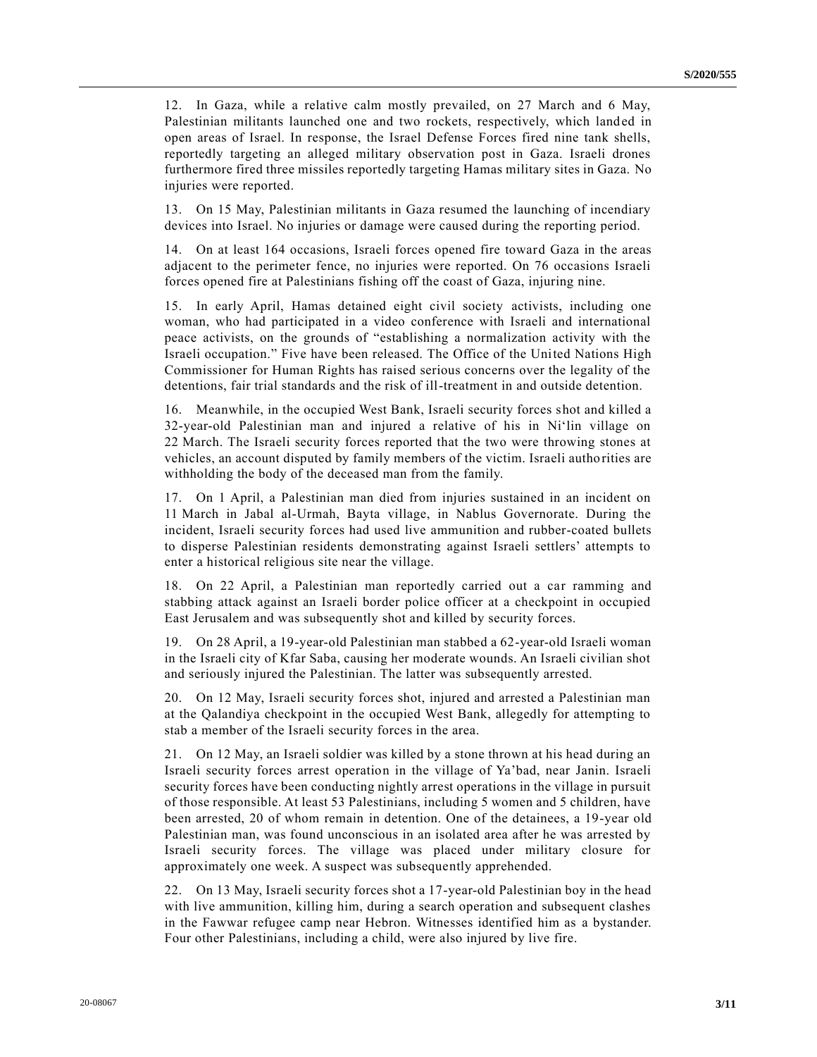12. In Gaza, while a relative calm mostly prevailed, on 27 March and 6 May, Palestinian militants launched one and two rockets, respectively, which landed in open areas of Israel. In response, the Israel Defense Forces fired nine tank shells, reportedly targeting an alleged military observation post in Gaza. Israeli drones furthermore fired three missiles reportedly targeting Hamas military sites in Gaza. No injuries were reported.

13. On 15 May, Palestinian militants in Gaza resumed the launching of incendiary devices into Israel. No injuries or damage were caused during the reporting period.

14. On at least 164 occasions, Israeli forces opened fire toward Gaza in the areas adjacent to the perimeter fence, no injuries were reported. On 76 occasions Israeli forces opened fire at Palestinians fishing off the coast of Gaza, injuring nine.

15. In early April, Hamas detained eight civil society activists, including one woman, who had participated in a video conference with Israeli and international peace activists, on the grounds of "establishing a normalization activity with the Israeli occupation." Five have been released. The Office of the United Nations High Commissioner for Human Rights has raised serious concerns over the legality of the detentions, fair trial standards and the risk of ill-treatment in and outside detention.

16. Meanwhile, in the occupied West Bank, Israeli security forces shot and killed a 32-year-old Palestinian man and injured a relative of his in Ni'lin village on 22 March. The Israeli security forces reported that the two were throwing stones at vehicles, an account disputed by family members of the victim. Israeli authorities are withholding the body of the deceased man from the family.

17. On 1 April, a Palestinian man died from injuries sustained in an incident on 11 March in Jabal al-Urmah, Bayta village, in Nablus Governorate. During the incident, Israeli security forces had used live ammunition and rubber-coated bullets to disperse Palestinian residents demonstrating against Israeli settlers' attempts to enter a historical religious site near the village.

18. On 22 April, a Palestinian man reportedly carried out a car ramming and stabbing attack against an Israeli border police officer at a checkpoint in occupied East Jerusalem and was subsequently shot and killed by security forces.

19. On 28 April, a 19-year-old Palestinian man stabbed a 62-year-old Israeli woman in the Israeli city of Kfar Saba, causing her moderate wounds. An Israeli civilian shot and seriously injured the Palestinian. The latter was subsequently arrested.

20. On 12 May, Israeli security forces shot, injured and arrested a Palestinian man at the Qalandiya checkpoint in the occupied West Bank, allegedly for attempting to stab a member of the Israeli security forces in the area.

21. On 12 May, an Israeli soldier was killed by a stone thrown at his head during an Israeli security forces arrest operation in the village of Ya'bad, near Janin. Israeli security forces have been conducting nightly arrest operations in the village in pursuit of those responsible. At least 53 Palestinians, including 5 women and 5 children, have been arrested, 20 of whom remain in detention. One of the detainees, a 19-year old Palestinian man, was found unconscious in an isolated area after he was arrested by Israeli security forces. The village was placed under military closure for approximately one week. A suspect was subsequently apprehended.

22. On 13 May, Israeli security forces shot a 17-year-old Palestinian boy in the head with live ammunition, killing him, during a search operation and subsequent clashes in the Fawwar refugee camp near Hebron. Witnesses identified him as a bystander. Four other Palestinians, including a child, were also injured by live fire.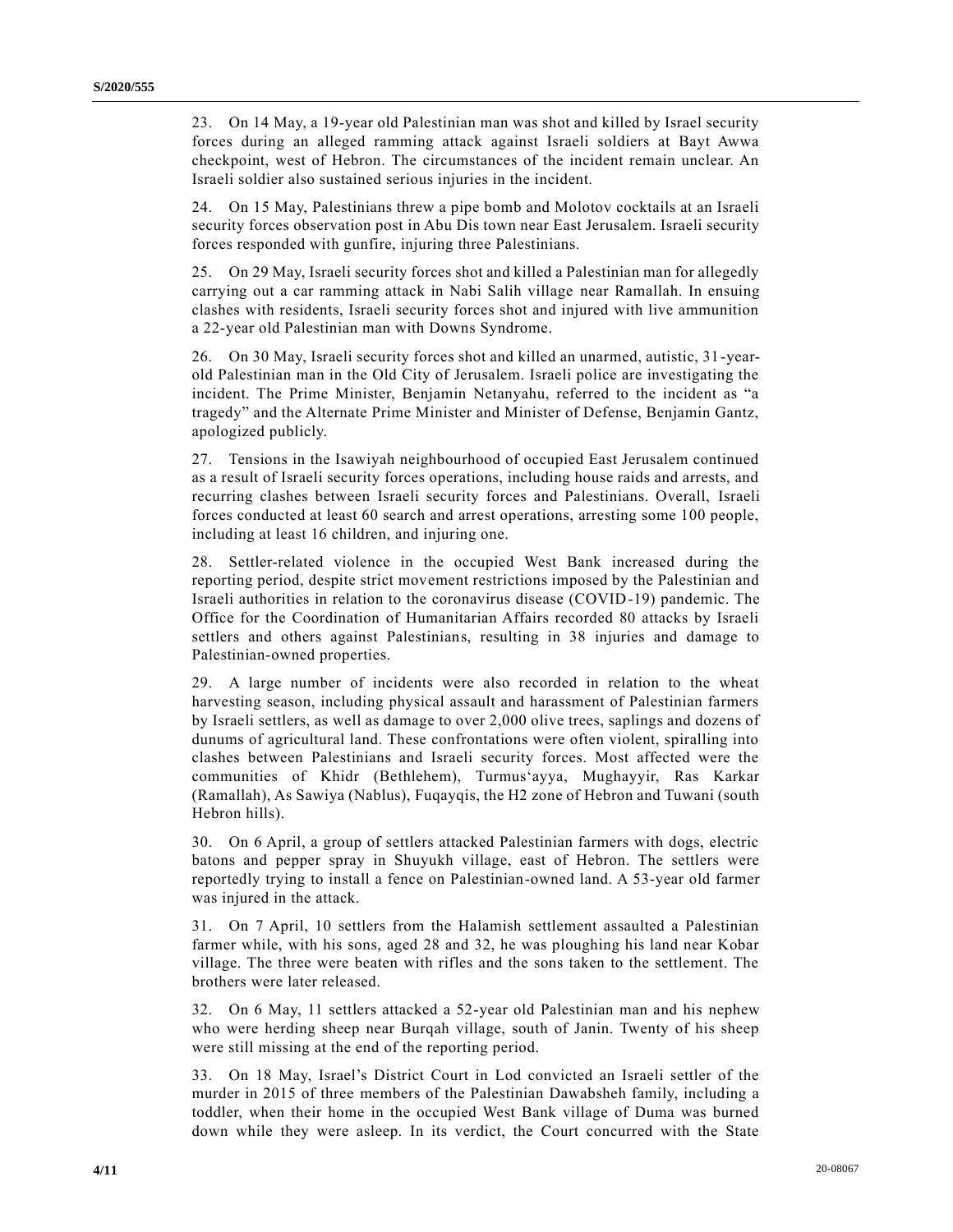23. On 14 May, a 19-year old Palestinian man was shot and killed by Israel security forces during an alleged ramming attack against Israeli soldiers at Bayt Awwa checkpoint, west of Hebron. The circumstances of the incident remain unclear. An Israeli soldier also sustained serious injuries in the incident.

24. On 15 May, Palestinians threw a pipe bomb and Molotov cocktails at an Israeli security forces observation post in Abu Dis town near East Jerusalem. Israeli security forces responded with gunfire, injuring three Palestinians.

25. On 29 May, Israeli security forces shot and killed a Palestinian man for allegedly carrying out a car ramming attack in Nabi Salih village near Ramallah. In ensuing clashes with residents, Israeli security forces shot and injured with live ammunition a 22-year old Palestinian man with Downs Syndrome.

26. On 30 May, Israeli security forces shot and killed an unarmed, autistic, 31-year-old Palestinian man in the Old City of Jerusalem. Israeli police are investigating the incident. The Prime Minister, Benjamin Netanyahu, referred to the incident as "a tragedy" and the Alternate Prime Minister and Minister of Defense, Benjamin Gantz, apologized publicly.

27. Tensions in the Isawiyah neighbourhood of occupied East Jerusalem continued as a result of Israeli security forces operations, including house raids and arrests, and recurring clashes between Israeli security forces and Palestinians. Overall, Israeli forces conducted at least 60 search and arrest operations, arresting some 100 people, including at least 16 children, and injuring one.

28. Settler-related violence in the occupied West Bank increased during the reporting period, despite strict movement restrictions imposed by the Palestinian and Israeli authorities in relation to the coronavirus disease (COVID-19) pandemic. The Office for the Coordination of Humanitarian Affairs recorded 80 attacks by Israeli settlers and others against Palestinians, resulting in 38 injuries and damage to Palestinian-owned properties.

29. A large number of incidents were also recorded in relation to the wheat harvesting season, including physical assault and harassment of Palestinian farmers by Israeli settlers, as well as damage to over 2,000 olive trees, saplings and dozens of dunums of agricultural land. These confrontations were often violent, spiralling into clashes between Palestinians and Israeli security forces. Most affected were the communities of Khidr (Bethlehem), Turmus'ayya, Mughayyir, Ras Karkar (Ramallah), As Sawiya (Nablus), Fuqayqis, the H2 zone of Hebron and Tuwani (south Hebron hills).

30. On 6 April, a group of settlers attacked Palestinian farmers with dogs, electric batons and pepper spray in Shuyukh village, east of Hebron. The settlers were reportedly trying to install a fence on Palestinian-owned land. A 53-year old farmer was injured in the attack.

31. On 7 April, 10 settlers from the Halamish settlement assaulted a Palestinian farmer while, with his sons, aged 28 and 32, he was ploughing his land near Kobar village. The three were beaten with rifles and the sons taken to the settlement. The brothers were later released.

32. On 6 May, 11 settlers attacked a 52-year old Palestinian man and his nephew who were herding sheep near Burqah village, south of Janin. Twenty of his sheep were still missing at the end of the reporting period.

33. On 18 May, Israel's District Court in Lod convicted an Israeli settler of the murder in 2015 of three members of the Palestinian Dawabsheh family, including a toddler, when their home in the occupied West Bank village of Duma was burned down while they were asleep. In its verdict, the Court concurred with the State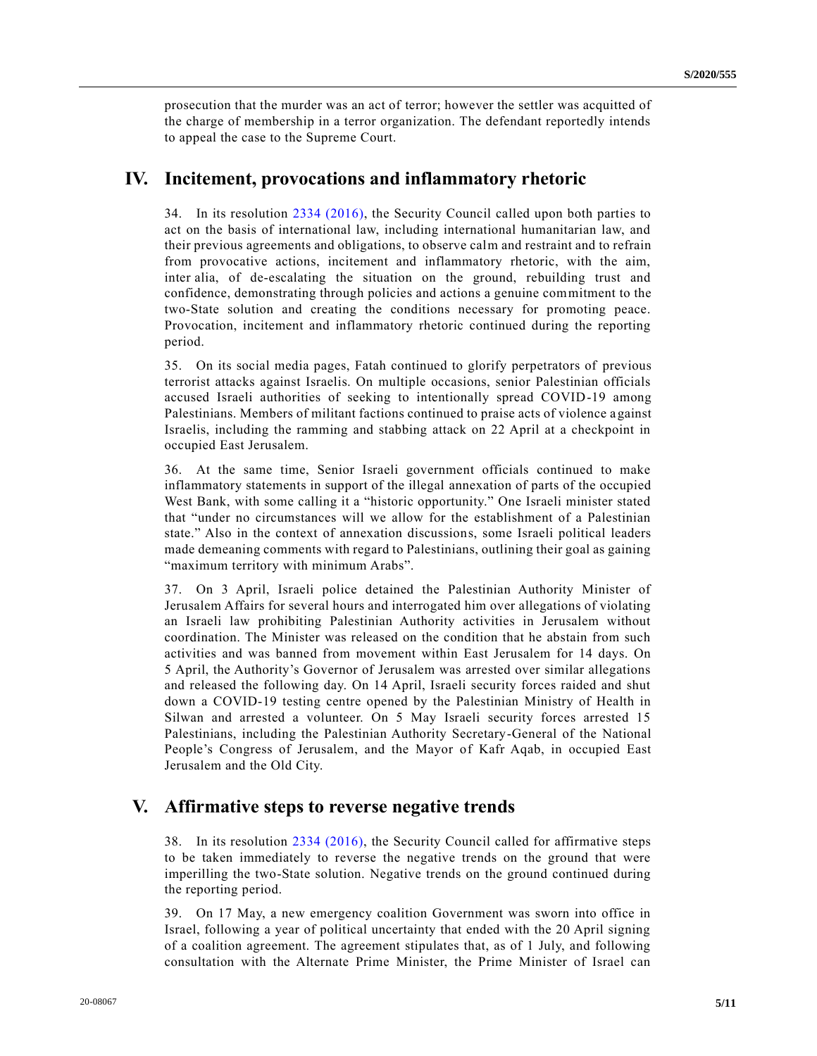prosecution that the murder was an act of terror; however the settler was acquitted of the charge of membership in a terror organization. The defendant reportedly intends to appeal the case to the Supreme Court.

## IV. Incitement, provocations and inflammatory rhetoric

34. In its resolution 2334 (2016), the Security Council called upon both parties to act on the basis of international law, including international humanitarian law, and their previous agreements and obligations, to observe calm and restraint and to refrain from provocative actions, incitement and inflammatory rhetoric, with the aim, inter alia, of de-escalating the situation on the ground, rebuilding trust and confidence, demonstrating through policies and actions a genuine commitment to the two-State solution and creating the conditions necessary for promoting peace. Provocation, incitement and inflammatory rhetoric continued during the reporting period.

35. On its social media pages, Fatah continued to glorify perpetrators of previous terrorist attacks against Israelis. On multiple occasions, senior Palestinian officials accused Israeli authorities of seeking to intentionally spread COVID-19 among Palestinians. Members of militant factions continued to praise acts of violence against Israelis, including the ramming and stabbing attack on 22 April at a checkpoint in occupied East Jerusalem.

36. At the same time, Senior Israeli government officials continued to make inflammatory statements in support of the illegal annexation of parts of the occupied West Bank, with some calling it a "historic opportunity." One Israeli minister stated that "under no circumstances will we allow for the establishment of a Palestinian state." Also in the context of annexation discussions, some Israeli political leaders made demeaning comments with regard to Palestinians, outlining their goal as gaining "maximum territory with minimum Arabs".

37. On 3 April, Israeli police detained the Palestinian Authority Minister of Jerusalem Affairs for several hours and interrogated him over allegations of violating an Israeli law prohibiting Palestinian Authority activities in Jerusalem without coordination. The Minister was released on the condition that he abstain from such activities and was banned from movement within East Jerusalem for 14 days. On 5 April, the Authority's Governor of Jerusalem was arrested over similar allegations and released the following day. On 14 April, Israeli security forces raided and shut down a COVID-19 testing centre opened by the Palestinian Ministry of Health in Silwan and arrested a volunteer. On 5 May Israeli security forces arrested 15 Palestinians, including the Palestinian Authority Secretary-General of the National People's Congress of Jerusalem, and the Mayor of Kafr Aqab, in occupied East Jerusalem and the Old City.

## V. Affirmative steps to reverse negative trends

38. In its resolution 2334 (2016), the Security Council called for affirmative steps to be taken immediately to reverse the negative trends on the ground that were imperilling the two-State solution. Negative trends on the ground continued during the reporting period.

39. On 17 May, a new emergency coalition Government was sworn into office in Israel, following a year of political uncertainty that ended with the 20 April signing of a coalition agreement. The agreement stipulates that, as of 1 July, and following consultation with the Alternate Prime Minister, the Prime Minister of Israel can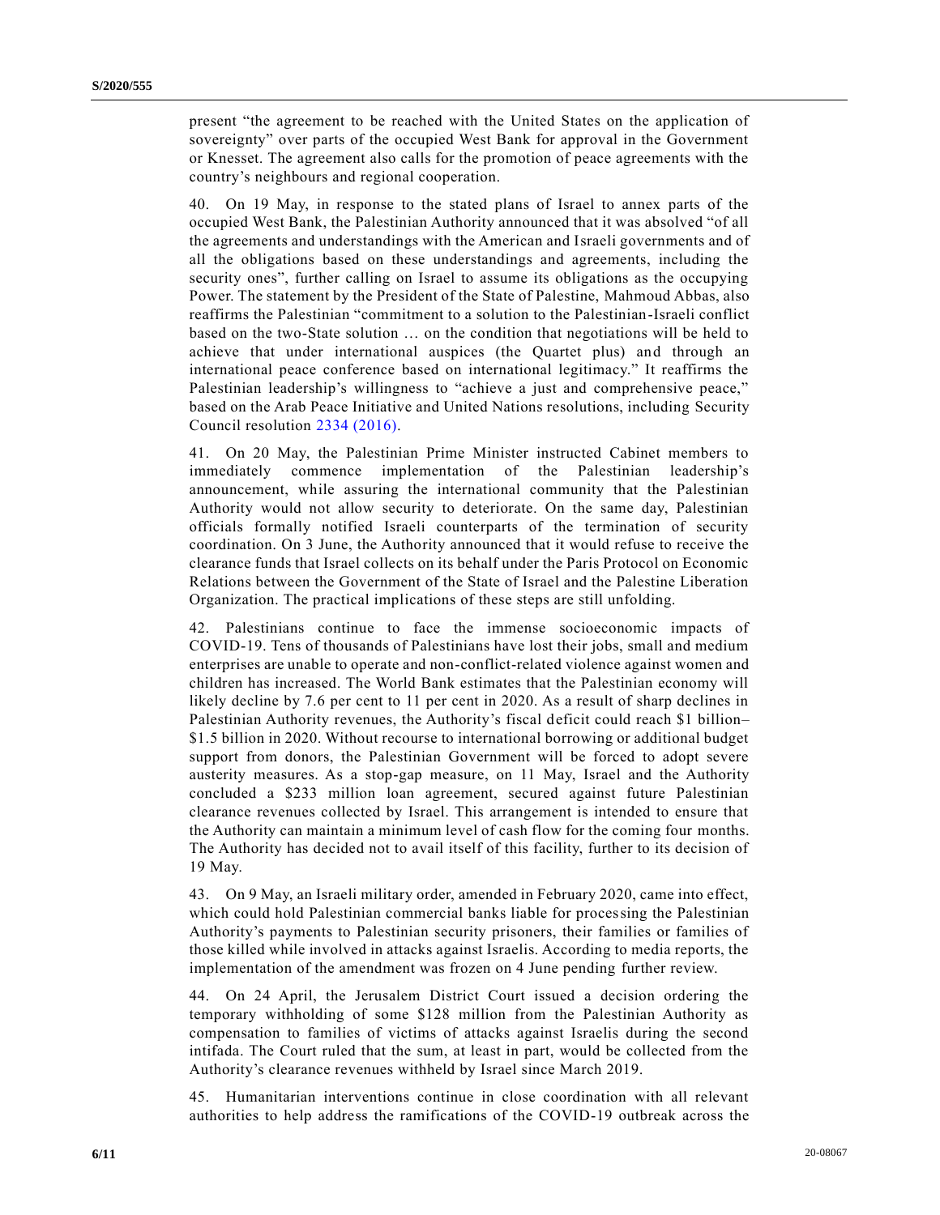present "the agreement to be reached with the United States on the application of sovereignty" over parts of the occupied West Bank for approval in the Government or Knesset. The agreement also calls for the promotion of peace agreements with the country's neighbours and regional cooperation.

40. On 19 May, in response to the stated plans of Israel to annex parts of the occupied West Bank, the Palestinian Authority announced that it was absolved "of all the agreements and understandings with the American and Israeli governments and of all the obligations based on these understandings and agreements, including the security ones", further calling on Israel to assume its obligations as the occupying Power. The statement by the President of the State of Palestine, Mahmoud Abbas, also reaffirms the Palestinian "commitment to a solution to the Palestinian-Israeli conflict based on the two-State solution … on the condition that negotiations will be held to achieve that under international auspices (the Quartet plus) and through an international peace conference based on international legitimacy." It reaffirms the Palestinian leadership's willingness to "achieve a just and comprehensive peace," based on the Arab Peace Initiative and United Nations resolutions, including Security Council resolution 2334 (2016).

41. On 20 May, the Palestinian Prime Minister instructed Cabinet members to immediately commence implementation of the Palestinian leadership's announcement, while assuring the international community that the Palestinian Authority would not allow security to deteriorate. On the same day, Palestinian officials formally notified Israeli counterparts of the termination of security coordination. On 3 June, the Authority announced that it would refuse to receive the clearance funds that Israel collects on its behalf under the Paris Protocol on Economic Relations between the Government of the State of Israel and the Palestine Liberation Organization. The practical implications of these steps are still unfolding.

42. Palestinians continue to face the immense socioeconomic impacts of COVID-19. Tens of thousands of Palestinians have lost their jobs, small and medium enterprises are unable to operate and non-conflict-related violence against women and children has increased. The World Bank estimates that the Palestinian economy will likely decline by 7.6 per cent to 11 per cent in 2020. As a result of sharp declines in Palestinian Authority revenues, the Authority's fiscal deficit could reach $1 billion–$1.5 billion in 2020. Without recourse to international borrowing or additional budget support from donors, the Palestinian Government will be forced to adopt severe austerity measures. As a stop-gap measure, on 11 May, Israel and the Authority concluded a $233 million loan agreement, secured against future Palestinian clearance revenues collected by Israel. This arrangement is intended to ensure that the Authority can maintain a minimum level of cash flow for the coming four months. The Authority has decided not to avail itself of this facility, further to its decision of 19 May.

43. On 9 May, an Israeli military order, amended in February 2020, came into effect, which could hold Palestinian commercial banks liable for processing the Palestinian Authority's payments to Palestinian security prisoners, their families or families of those killed while involved in attacks against Israelis. According to media reports, the implementation of the amendment was frozen on 4 June pending further review.

44. On 24 April, the Jerusalem District Court issued a decision ordering the temporary withholding of some $128 million from the Palestinian Authority as compensation to families of victims of attacks against Israelis during the second intifada. The Court ruled that the sum, at least in part, would be collected from the Authority's clearance revenues withheld by Israel since March 2019.

45. Humanitarian interventions continue in close coordination with all relevant authorities to help address the ramifications of the COVID-19 outbreak across the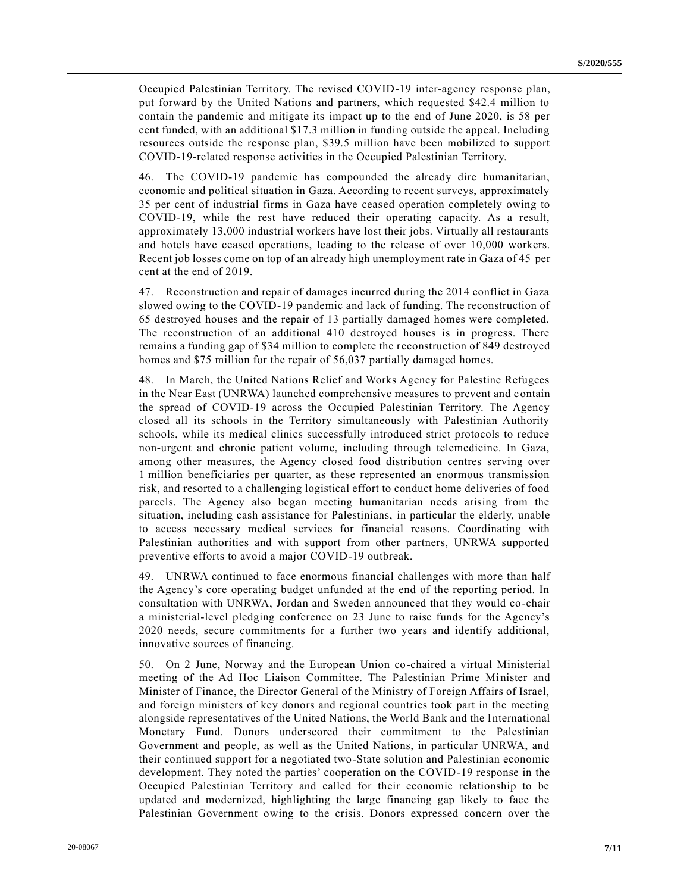Occupied Palestinian Territory. The revised COVID-19 inter-agency response plan, put forward by the United Nations and partners, which requested $42.4 million to contain the pandemic and mitigate its impact up to the end of June 2020, is 58 per cent funded, with an additional $17.3 million in funding outside the appeal. Including resources outside the response plan, $39.5 million have been mobilized to support COVID-19-related response activities in the Occupied Palestinian Territory.

46. The COVID-19 pandemic has compounded the already dire humanitarian, economic and political situation in Gaza. According to recent surveys, approximately 35 per cent of industrial firms in Gaza have ceased operation completely owing to COVID-19, while the rest have reduced their operating capacity. As a result, approximately 13,000 industrial workers have lost their jobs. Virtually all restaurants and hotels have ceased operations, leading to the release of over 10,000 workers. Recent job losses come on top of an already high unemployment rate in Gaza of 45 per cent at the end of 2019.

47. Reconstruction and repair of damages incurred during the 2014 conflict in Gaza slowed owing to the COVID-19 pandemic and lack of funding. The reconstruction of 65 destroyed houses and the repair of 13 partially damaged homes were completed. The reconstruction of an additional 410 destroyed houses is in progress. There remains a funding gap of $34 million to complete the reconstruction of 849 destroyed homes and $75 million for the repair of 56,037 partially damaged homes.

48. In March, the United Nations Relief and Works Agency for Palestine Refugees in the Near East (UNRWA) launched comprehensive measures to prevent and contain the spread of COVID-19 across the Occupied Palestinian Territory. The Agency closed all its schools in the Territory simultaneously with Palestinian Authority schools, while its medical clinics successfully introduced strict protocols to reduce non-urgent and chronic patient volume, including through telemedicine. In Gaza, among other measures, the Agency closed food distribution centres serving over 1 million beneficiaries per quarter, as these represented an enormous transmission risk, and resorted to a challenging logistical effort to conduct home deliveries of food parcels. The Agency also began meeting humanitarian needs arising from the situation, including cash assistance for Palestinians, in particular the elderly, unable to access necessary medical services for financial reasons. Coordinating with Palestinian authorities and with support from other partners, UNRWA supported preventive efforts to avoid a major COVID-19 outbreak.

49. UNRWA continued to face enormous financial challenges with more than half the Agency's core operating budget unfunded at the end of the reporting period. In consultation with UNRWA, Jordan and Sweden announced that they would co-chair a ministerial-level pledging conference on 23 June to raise funds for the Agency's 2020 needs, secure commitments for a further two years and identify additional, innovative sources of financing.

50. On 2 June, Norway and the European Union co-chaired a virtual Ministerial meeting of the Ad Hoc Liaison Committee. The Palestinian Prime Minister and Minister of Finance, the Director General of the Ministry of Foreign Affairs of Israel, and foreign ministers of key donors and regional countries took part in the meeting alongside representatives of the United Nations, the World Bank and the International Monetary Fund. Donors underscored their commitment to the Palestinian Government and people, as well as the United Nations, in particular UNRWA, and their continued support for a negotiated two-State solution and Palestinian economic development. They noted the parties' cooperation on the COVID-19 response in the Occupied Palestinian Territory and called for their economic relationship to be updated and modernized, highlighting the large financing gap likely to face the Palestinian Government owing to the crisis. Donors expressed concern over the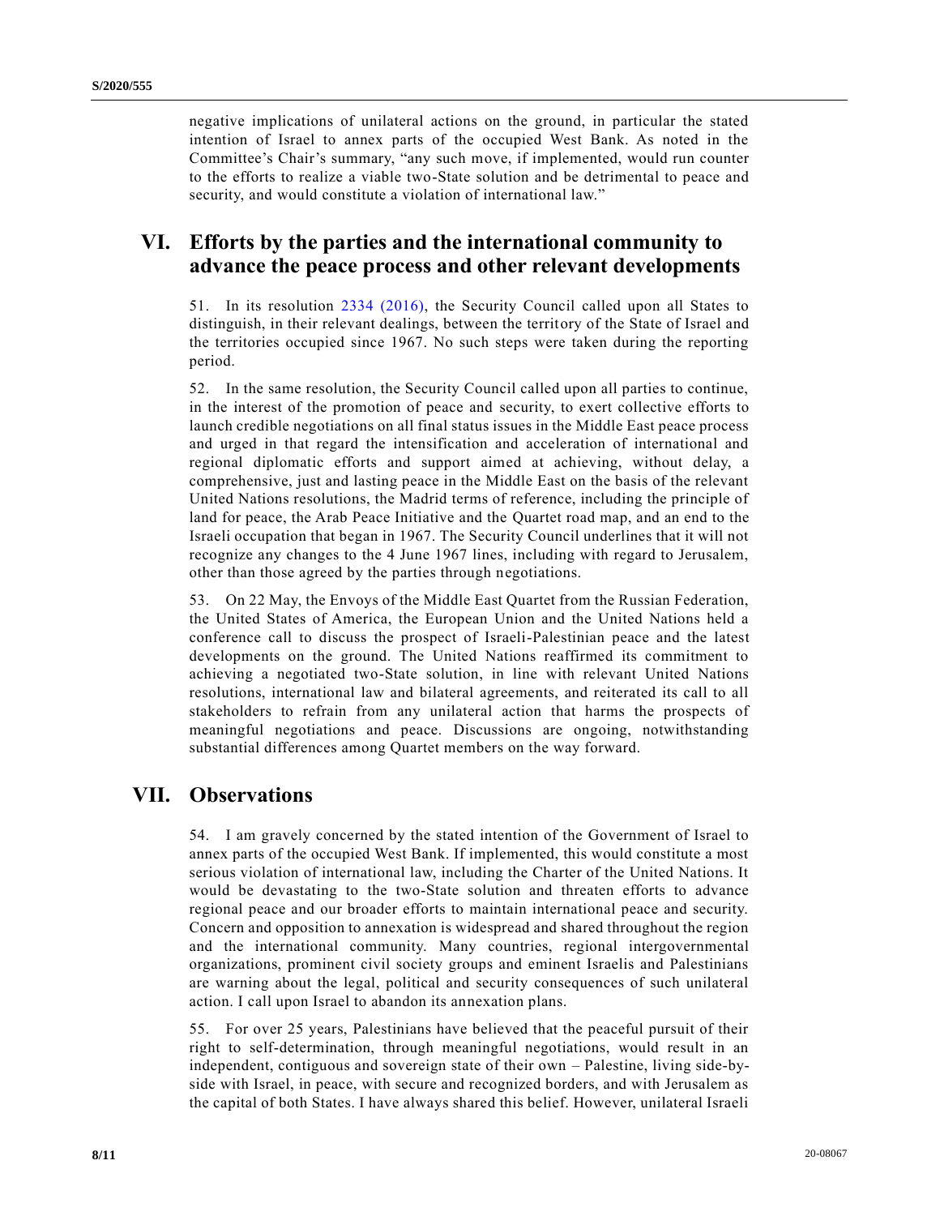negative implications of unilateral actions on the ground, in particular the stated intention of Israel to annex parts of the occupied West Bank. As noted in the Committee's Chair's summary, "any such move, if implemented, would run counter to the efforts to realize a viable two-State solution and be detrimental to peace and security, and would constitute a violation of international law."

## VI. Efforts by the parties and the international community to advance the peace process and other relevant developments

51. In its resolution 2334 (2016), the Security Council called upon all States to distinguish, in their relevant dealings, between the territory of the State of Israel and the territories occupied since 1967. No such steps were taken during the reporting period.

52. In the same resolution, the Security Council called upon all parties to continue, in the interest of the promotion of peace and security, to exert collective efforts to launch credible negotiations on all final status issues in the Middle East peace process and urged in that regard the intensification and acceleration of international and regional diplomatic efforts and support aimed at achieving, without delay, a comprehensive, just and lasting peace in the Middle East on the basis of the relevant United Nations resolutions, the Madrid terms of reference, including the principle of land for peace, the Arab Peace Initiative and the Quartet road map, and an end to the Israeli occupation that began in 1967. The Security Council underlines that it will not recognize any changes to the 4 June 1967 lines, including with regard to Jerusalem, other than those agreed by the parties through negotiations.

53. On 22 May, the Envoys of the Middle East Quartet from the Russian Federation, the United States of America, the European Union and the United Nations held a conference call to discuss the prospect of Israeli-Palestinian peace and the latest developments on the ground. The United Nations reaffirmed its commitment to achieving a negotiated two-State solution, in line with relevant United Nations resolutions, international law and bilateral agreements, and reiterated its call to all stakeholders to refrain from any unilateral action that harms the prospects of meaningful negotiations and peace. Discussions are ongoing, notwithstanding substantial differences among Quartet members on the way forward.

## VII. Observations

54. I am gravely concerned by the stated intention of the Government of Israel to annex parts of the occupied West Bank. If implemented, this would constitute a most serious violation of international law, including the Charter of the United Nations. It would be devastating to the two-State solution and threaten efforts to advance regional peace and our broader efforts to maintain international peace and security. Concern and opposition to annexation is widespread and shared throughout the region and the international community. Many countries, regional intergovernmental organizations, prominent civil society groups and eminent Israelis and Palestinians are warning about the legal, political and security consequences of such unilateral action. I call upon Israel to abandon its annexation plans.

55. For over 25 years, Palestinians have believed that the peaceful pursuit of their right to self-determination, through meaningful negotiations, would result in an independent, contiguous and sovereign state of their own – Palestine, living side-by-side with Israel, in peace, with secure and recognized borders, and with Jerusalem as the capital of both States. I have always shared this belief. However, unilateral Israeli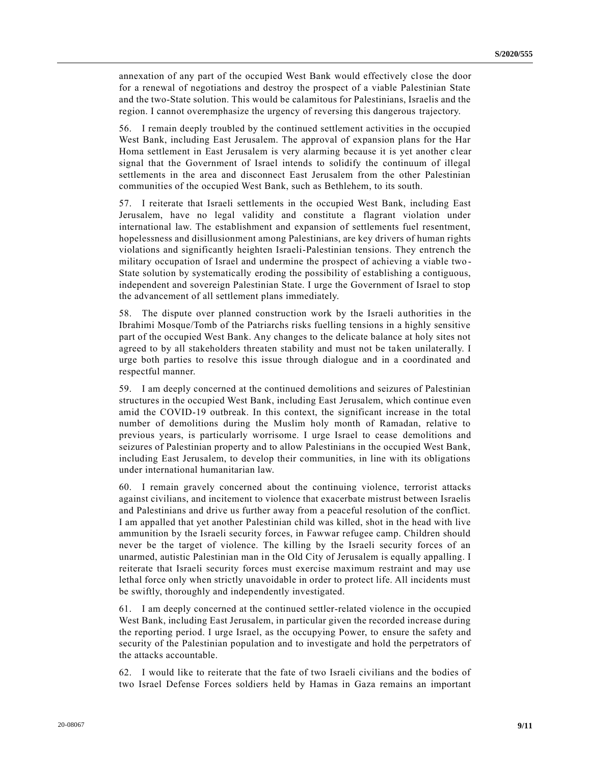annexation of any part of the occupied West Bank would effectively close the door for a renewal of negotiations and destroy the prospect of a viable Palestinian State and the two-State solution. This would be calamitous for Palestinians, Israelis and the region. I cannot overemphasize the urgency of reversing this dangerous trajectory.

56. I remain deeply troubled by the continued settlement activities in the occupied West Bank, including East Jerusalem. The approval of expansion plans for the Har Homa settlement in East Jerusalem is very alarming because it is yet another clear signal that the Government of Israel intends to solidify the continuum of illegal settlements in the area and disconnect East Jerusalem from the other Palestinian communities of the occupied West Bank, such as Bethlehem, to its south.

57. I reiterate that Israeli settlements in the occupied West Bank, including East Jerusalem, have no legal validity and constitute a flagrant violation under international law. The establishment and expansion of settlements fuel resentment, hopelessness and disillusionment among Palestinians, are key drivers of human rights violations and significantly heighten Israeli-Palestinian tensions. They entrench the military occupation of Israel and undermine the prospect of achieving a viable two-State solution by systematically eroding the possibility of establishing a contiguous, independent and sovereign Palestinian State. I urge the Government of Israel to stop the advancement of all settlement plans immediately.

58. The dispute over planned construction work by the Israeli authorities in the Ibrahimi Mosque/Tomb of the Patriarchs risks fuelling tensions in a highly sensitive part of the occupied West Bank. Any changes to the delicate balance at holy sites not agreed to by all stakeholders threaten stability and must not be taken unilaterally. I urge both parties to resolve this issue through dialogue and in a coordinated and respectful manner.

59. I am deeply concerned at the continued demolitions and seizures of Palestinian structures in the occupied West Bank, including East Jerusalem, which continue even amid the COVID-19 outbreak. In this context, the significant increase in the total number of demolitions during the Muslim holy month of Ramadan, relative to previous years, is particularly worrisome. I urge Israel to cease demolitions and seizures of Palestinian property and to allow Palestinians in the occupied West Bank, including East Jerusalem, to develop their communities, in line with its obligations under international humanitarian law.

60. I remain gravely concerned about the continuing violence, terrorist attacks against civilians, and incitement to violence that exacerbate mistrust between Israelis and Palestinians and drive us further away from a peaceful resolution of the conflict. I am appalled that yet another Palestinian child was killed, shot in the head with live ammunition by the Israeli security forces, in Fawwar refugee camp. Children should never be the target of violence. The killing by the Israeli security forces of an unarmed, autistic Palestinian man in the Old City of Jerusalem is equally appalling. I reiterate that Israeli security forces must exercise maximum restraint and may use lethal force only when strictly unavoidable in order to protect life. All incidents must be swiftly, thoroughly and independently investigated.

61. I am deeply concerned at the continued settler-related violence in the occupied West Bank, including East Jerusalem, in particular given the recorded increase during the reporting period. I urge Israel, as the occupying Power, to ensure the safety and security of the Palestinian population and to investigate and hold the perpetrators of the attacks accountable.

62. I would like to reiterate that the fate of two Israeli civilians and the bodies of two Israel Defense Forces soldiers held by Hamas in Gaza remains an important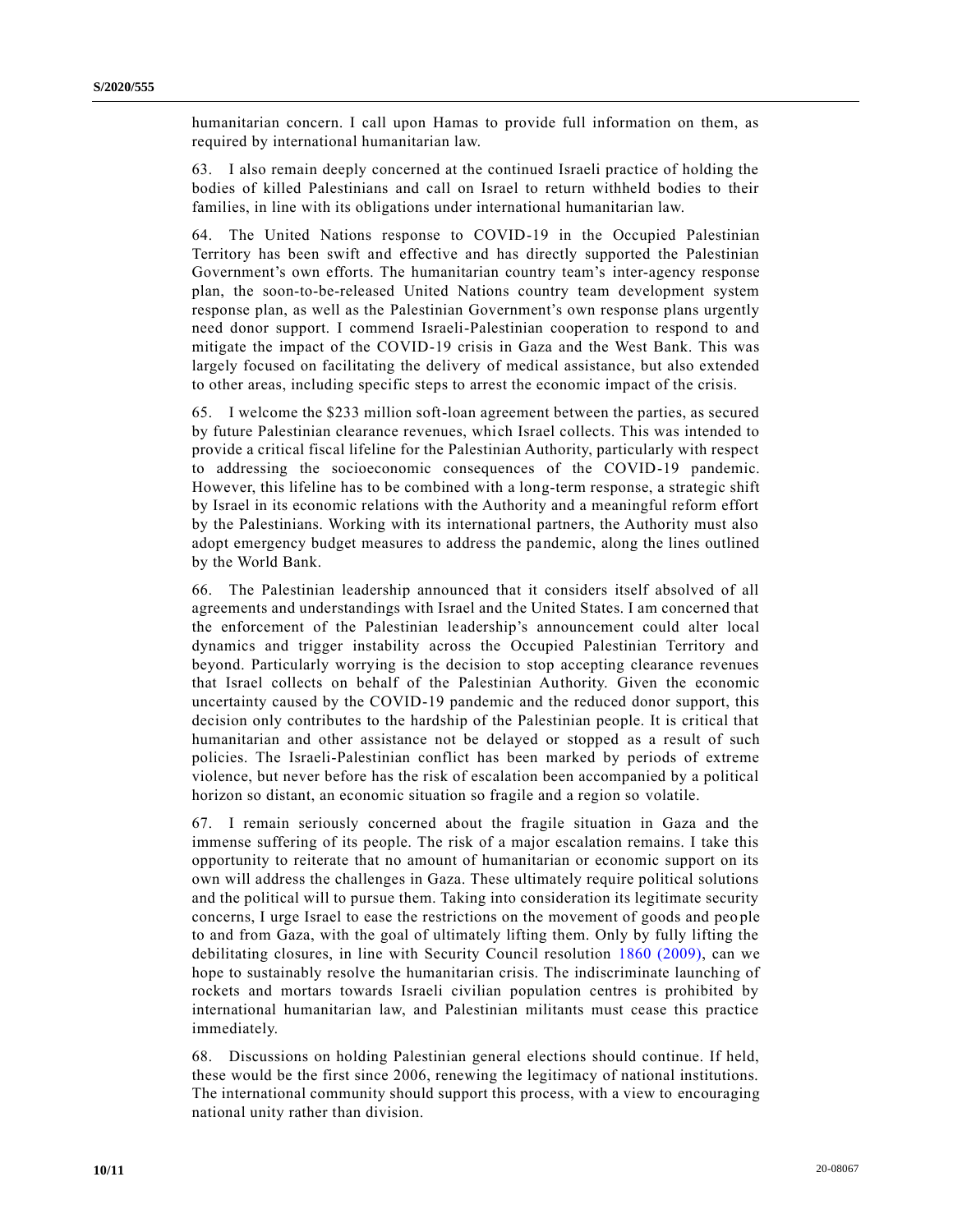humanitarian concern. I call upon Hamas to provide full information on them, as required by international humanitarian law.

63. I also remain deeply concerned at the continued Israeli practice of holding the bodies of killed Palestinians and call on Israel to return withheld bodies to their families, in line with its obligations under international humanitarian law.

64. The United Nations response to COVID-19 in the Occupied Palestinian Territory has been swift and effective and has directly supported the Palestinian Government's own efforts. The humanitarian country team's inter-agency response plan, the soon-to-be-released United Nations country team development system response plan, as well as the Palestinian Government's own response plans urgently need donor support. I commend Israeli-Palestinian cooperation to respond to and mitigate the impact of the COVID-19 crisis in Gaza and the West Bank. This was largely focused on facilitating the delivery of medical assistance, but also extended to other areas, including specific steps to arrest the economic impact of the crisis.

65. I welcome the $233 million soft-loan agreement between the parties, as secured by future Palestinian clearance revenues, which Israel collects. This was intended to provide a critical fiscal lifeline for the Palestinian Authority, particularly with respect to addressing the socioeconomic consequences of the COVID-19 pandemic. However, this lifeline has to be combined with a long-term response, a strategic shift by Israel in its economic relations with the Authority and a meaningful reform effort by the Palestinians. Working with its international partners, the Authority must also adopt emergency budget measures to address the pandemic, along the lines outlined by the World Bank.

66. The Palestinian leadership announced that it considers itself absolved of all agreements and understandings with Israel and the United States. I am concerned that the enforcement of the Palestinian leadership's announcement could alter local dynamics and trigger instability across the Occupied Palestinian Territory and beyond. Particularly worrying is the decision to stop accepting clearance revenues that Israel collects on behalf of the Palestinian Authority. Given the economic uncertainty caused by the COVID-19 pandemic and the reduced donor support, this decision only contributes to the hardship of the Palestinian people. It is critical that humanitarian and other assistance not be delayed or stopped as a result of such policies. The Israeli-Palestinian conflict has been marked by periods of extreme violence, but never before has the risk of escalation been accompanied by a political horizon so distant, an economic situation so fragile and a region so volatile.

67. I remain seriously concerned about the fragile situation in Gaza and the immense suffering of its people. The risk of a major escalation remains. I take this opportunity to reiterate that no amount of humanitarian or economic support on its own will address the challenges in Gaza. These ultimately require political solutions and the political will to pursue them. Taking into consideration its legitimate security concerns, I urge Israel to ease the restrictions on the movement of goods and people to and from Gaza, with the goal of ultimately lifting them. Only by fully lifting the debilitating closures, in line with Security Council resolution 1860 (2009), can we hope to sustainably resolve the humanitarian crisis. The indiscriminate launching of rockets and mortars towards Israeli civilian population centres is prohibited by international humanitarian law, and Palestinian militants must cease this practice immediately.

68. Discussions on holding Palestinian general elections should continue. If held, these would be the first since 2006, renewing the legitimacy of national institutions. The international community should support this process, with a view to encouraging national unity rather than division.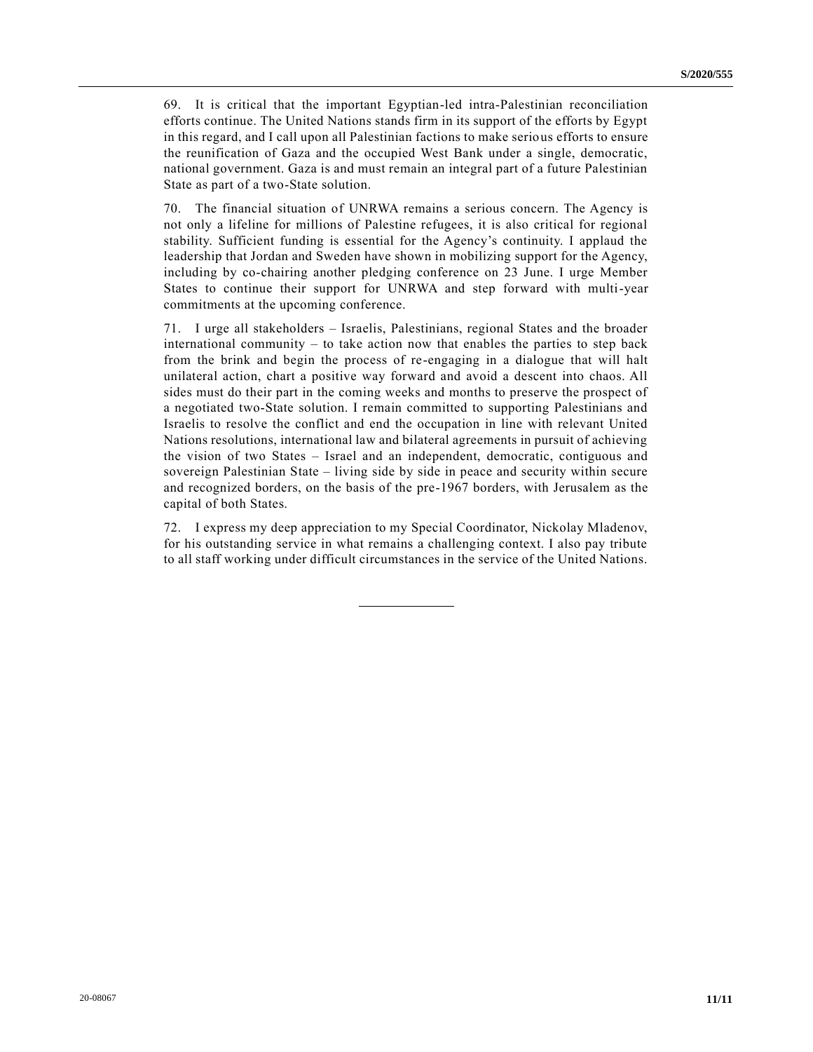69. It is critical that the important Egyptian-led intra-Palestinian reconciliation efforts continue. The United Nations stands firm in its support of the efforts by Egypt in this regard, and I call upon all Palestinian factions to make serious efforts to ensure the reunification of Gaza and the occupied West Bank under a single, democratic, national government. Gaza is and must remain an integral part of a future Palestinian State as part of a two-State solution.

70. The financial situation of UNRWA remains a serious concern. The Agency is not only a lifeline for millions of Palestine refugees, it is also critical for regional stability. Sufficient funding is essential for the Agency's continuity. I applaud the leadership that Jordan and Sweden have shown in mobilizing support for the Agency, including by co-chairing another pledging conference on 23 June. I urge Member States to continue their support for UNRWA and step forward with multi-year commitments at the upcoming conference.

71. I urge all stakeholders – Israelis, Palestinians, regional States and the broader international community – to take action now that enables the parties to step back from the brink and begin the process of re-engaging in a dialogue that will halt unilateral action, chart a positive way forward and avoid a descent into chaos. All sides must do their part in the coming weeks and months to preserve the prospect of a negotiated two-State solution. I remain committed to supporting Palestinians and Israelis to resolve the conflict and end the occupation in line with relevant United Nations resolutions, international law and bilateral agreements in pursuit of achieving the vision of two States – Israel and an independent, democratic, contiguous and sovereign Palestinian State – living side by side in peace and security within secure and recognized borders, on the basis of the pre-1967 borders, with Jerusalem as the capital of both States.

72. I express my deep appreciation to my Special Coordinator, Nickolay Mladenov, for his outstanding service in what remains a challenging context. I also pay tribute to all staff working under difficult circumstances in the service of the United Nations.